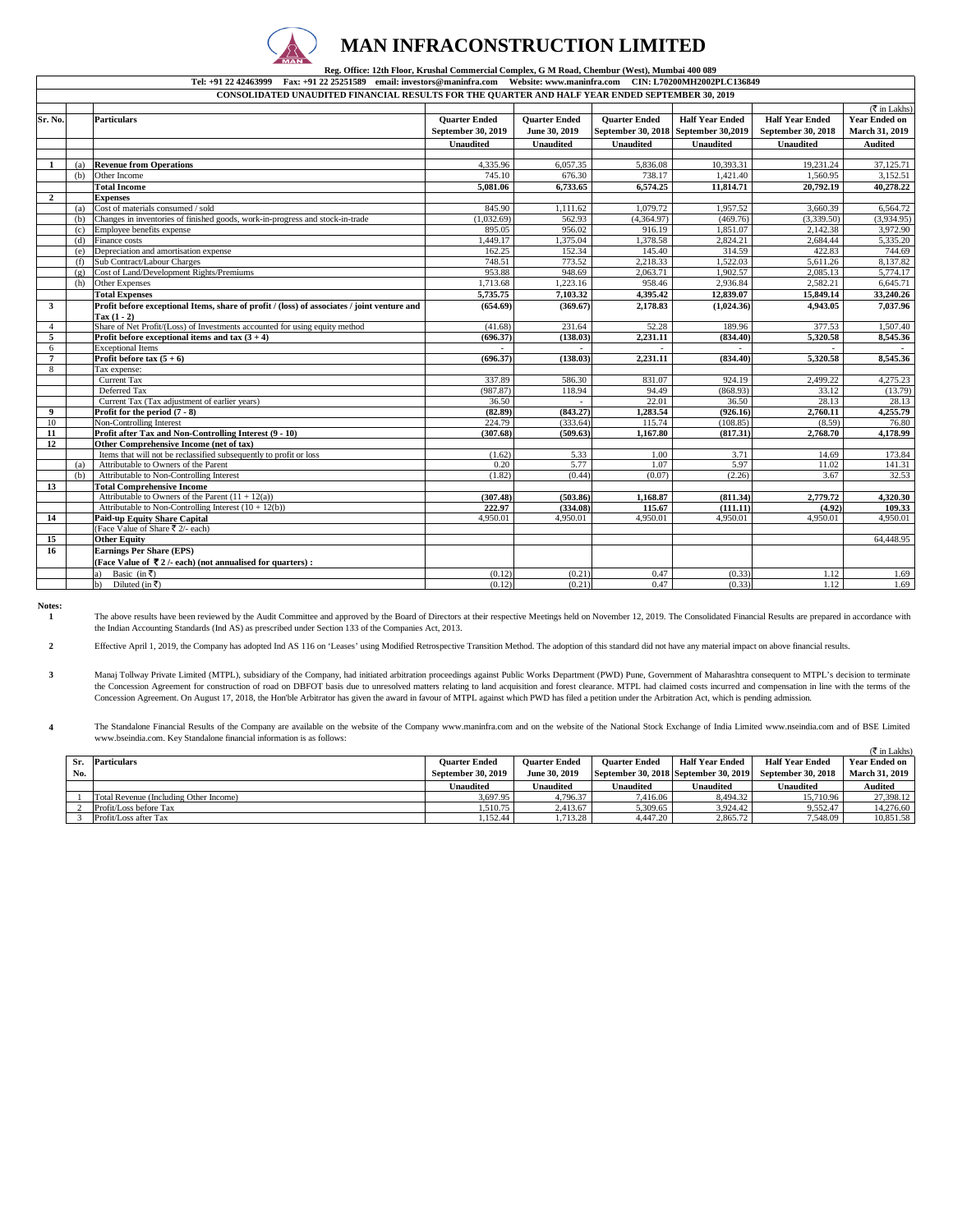# MAN INFRACONSTRUCTION LIMITED

**Reg. Office: 12th Floor, Krushal Commercial Complex, G M Road, Chembur (West), Mumbai 400 089**

**Tel: +91 22 42463999 Fax: +91 22 25251589 email: investors@maninfra.com Website: www.maninfra.com CIN: L70200MH2002PLC136849**

**CONSOLIDATED UNAUDITED FINANCIAL RESULTS FOR THE QUARTER AND HALF YEAR ENDED SEPTEMBER 30, 2019**

(₹ in Lakhs)

| Sr. No. | | Particulars | Quarter Ended September 30, 2019 | Quarter Ended June 30, 2019 | Quarter Ended September 30, 2018 | Half Year Ended September 30,2019 | Half Year Ended September 30, 2018 | Year Ended on March 31, 2019 |
|---|---|---|---|---|---|---|---|---|
| | | | Unaudited | Unaudited | Unaudited | Unaudited | Unaudited | Audited |
| 1 | (a) | **Revenue from Operations** | 4,335.96 | 6,057.35 | 5,836.08 | 10,393.31 | 19,231.24 | 37,125.71 |
| | (b) | Other Income | 745.10 | 676.30 | 738.17 | 1,421.40 | 1,560.95 | 3,152.51 |
| | | **Total Income** | **5,081.06** | **6,733.65** | **6,574.25** | **11,814.71** | **20,792.19** | **40,278.22** |
| 2 | | **Expenses** | | | | | | |
| | (a) | Cost of materials consumed / sold | 845.90 | 1,111.62 | 1,079.72 | 1,957.52 | 3,660.39 | 6,564.72 |
| | (b) | Changes in inventories of finished goods, work-in-progress and stock-in-trade | (1,032.69) | 562.93 | (4,364.97) | (469.76) | (3,339.50) | (3,934.95) |
| | (c) | Employee benefits expense | 895.05 | 956.02 | 916.19 | 1,851.07 | 2,142.38 | 3,972.90 |
| | (d) | Finance costs | 1,449.17 | 1,375.04 | 1,378.58 | 2,824.21 | 2,684.44 | 5,335.20 |
| | (e) | Depreciation and amortisation expense | 162.25 | 152.34 | 145.40 | 314.59 | 422.83 | 744.69 |
| | (f) | Sub Contract/Labour Charges | 748.51 | 773.52 | 2,218.33 | 1,522.03 | 5,611.26 | 8,137.82 |
| | (g) | Cost of Land/Development Rights/Premiums | 953.88 | 948.69 | 2,063.71 | 1,902.57 | 2,085.13 | 5,774.17 |
| | (h) | Other Expenses | 1,713.68 | 1,223.16 | 958.46 | 2,936.84 | 2,582.21 | 6,645.71 |
| | | **Total Expenses** | **5,735.75** | **7,103.32** | **4,395.42** | **12,839.07** | **15,849.14** | **33,240.26** |
| 3 | | **Profit before exceptional Items, share of profit / (loss) of associates / joint venture and Tax (1 - 2)** | **(654.69)** | **(369.67)** | **2,178.83** | **(1,024.36)** | **4,943.05** | **7,037.96** |
| 4 | | Share of Net Profit/(Loss) of Investments accounted for using equity method | (41.68) | 231.64 | 52.28 | 189.96 | 377.53 | 1,507.40 |
| 5 | | **Profit before exceptional items and tax (3 + 4)** | **(696.37)** | **(138.03)** | **2,231.11** | **(834.40)** | **5,320.58** | **8,545.36** |
| 6 | | Exceptional Items | - | - | - | - | - | - |
| 7 | | **Profit before tax (5 + 6)** | **(696.37)** | **(138.03)** | **2,231.11** | **(834.40)** | **5,320.58** | **8,545.36** |
| 8 | | Tax expense: | | | | | | |
| | | Current Tax | 337.89 | 586.30 | 831.07 | 924.19 | 2,499.22 | 4,275.23 |
| | | Deferred Tax | (987.87) | 118.94 | 94.49 | (868.93) | 33.12 | (13.79) |
| | | Current Tax (Tax adjustment of earlier years) | 36.50 | - | 22.01 | 36.50 | 28.13 | 28.13 |
| 9 | | **Profit for the period (7 - 8)** | **(82.89)** | **(843.27)** | **1,283.54** | **(926.16)** | **2,760.11** | **4,255.79** |
| 10 | | Non-Controlling Interest | 224.79 | (333.64) | 115.74 | (108.85) | (8.59) | 76.80 |
| 11 | | **Profit after Tax and Non-Controlling Interest (9 - 10)** | **(307.68)** | **(509.63)** | **1,167.80** | **(817.31)** | **2,768.70** | **4,178.99** |
| 12 | | **Other Comprehensive Income (net of tax)** | | | | | | |
| | | Items that will not be reclassified subsequently to profit or loss | (1.62) | 5.33 | 1.00 | 3.71 | 14.69 | 173.84 |
| | (a) | Attributable to Owners of the Parent | 0.20 | 5.77 | 1.07 | 5.97 | 11.02 | 141.31 |
| | (b) | Attributable to Non-Controlling Interest | (1.82) | (0.44) | (0.07) | (2.26) | 3.67 | 32.53 |
| 13 | | **Total Comprehensive Income** | | | | | | |
| | | Attributable to Owners of the Parent (11 + 12(a)) | **(307.48)** | **(503.86)** | **1,168.87** | **(811.34)** | **2,779.72** | **4,320.30** |
| | | Attributable to Non-Controlling Interest (10 + 12(b)) | **222.97** | **(334.08)** | **115.67** | **(111.11)** | **(4.92)** | **109.33** |
| 14 | | **Paid-up Equity Share Capital** | 4,950.01 | 4,950.01 | 4,950.01 | 4,950.01 | 4,950.01 | 4,950.01 |
| | | (Face Value of Share ₹ 2/- each) | | | | | | |
| 15 | | **Other Equity** | | | | | | 64,448.95 |
| 16 | | **Earnings Per Share (EPS)** | | | | | | |
| | | **(Face Value of ₹ 2 /- each) (not annualised for quarters) :** | | | | | | |
| | | a) Basic (in ₹) | (0.12) | (0.21) | 0.47 | (0.33) | 1.12 | 1.69 |
| | | b) Diluted (in ₹) | (0.12) | (0.21) | 0.47 | (0.33) | 1.12 | 1.69 |

**Notes:**

1. The above results have been reviewed by the Audit Committee and approved by the Board of Directors at their respective Meetings held on November 12, 2019. The Consolidated Financial Results are prepared in accordance with the Indian Accounting Standards (Ind AS) as prescribed under Section 133 of the Companies Act, 2013.

2. Effective April 1, 2019, the Company has adopted Ind AS 116 on 'Leases' using Modified Retrospective Transition Method. The adoption of this standard did not have any material impact on above financial results.

3. Manaj Tollway Private Limited (MTPL), subsidiary of the Company, had initiated arbitration proceedings against Public Works Department (PWD) Pune, Government of Maharashtra consequent to MTPL's decision to terminate the Concession Agreement for construction of road on DBFOT basis due to unresolved matters relating to land acquisition and forest clearance. MTPL had claimed costs incurred and compensation in line with the terms of the Concession Agreement. On August 17, 2018, the Hon'ble Arbitrator has given the award in favour of MTPL against which PWD has filed a petition under the Arbitration Act, which is pending admission.

4. The Standalone Financial Results of the Company are available on the website of the Company www.maninfra.com and on the website of the National Stock Exchange of India Limited www.nseindia.com and of BSE Limited www.bseindia.com. Key Standalone financial information is as follows:

(₹ in Lakhs)

| Sr. No. | Particulars | Quarter Ended September 30, 2019 | Quarter Ended June 30, 2019 | Quarter Ended September 30, 2018 | Half Year Ended September 30, 2019 | Half Year Ended September 30, 2018 | Year Ended on March 31, 2019 |
|---|---|---|---|---|---|---|---|
| | | Unaudited | Unaudited | Unaudited | Unaudited | Unaudited | Audited |
| 1 | Total Revenue (Including Other Income) | 3,697.95 | 4,796.37 | 7,416.06 | 8,494.32 | 15,710.96 | 27,398.12 |
| 2 | Profit/Loss before Tax | 1,510.75 | 2,413.67 | 5,309.65 | 3,924.42 | 9,552.47 | 14,276.60 |
| 3 | Profit/Loss after Tax | 1,152.44 | 1,713.28 | 4,447.20 | 2,865.72 | 7,548.09 | 10,851.58 |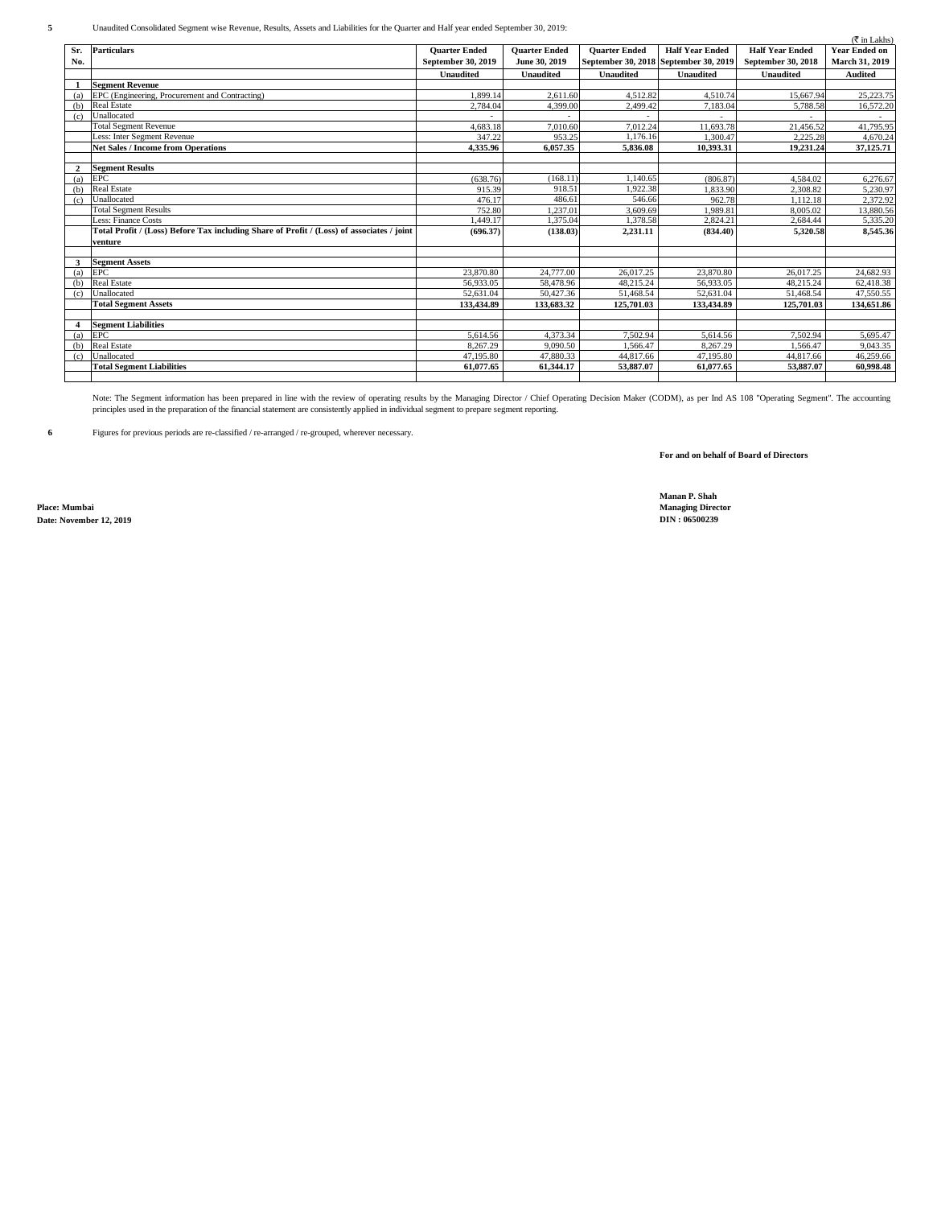**5** Unaudited Consolidated Segment wise Revenue, Results, Assets and Liabilities for the Quarter and Half year ended September 30, 2019:

(₹ in Lakhs)

| Sr. No. | Particulars | Quarter Ended September 30, 2019 | Quarter Ended June 30, 2019 | Quarter Ended September 30, 2018 | Half Year Ended September 30, 2019 | Half Year Ended September 30, 2018 | Year Ended on March 31, 2019 |
|---|---|---|---|---|---|---|---|
| | | **Unaudited** | **Unaudited** | **Unaudited** | **Unaudited** | **Unaudited** | **Audited** |
| **1** | **Segment Revenue** | | | | | | |
| (a) | EPC (Engineering, Procurement and Contracting) | 1,899.14 | 2,611.60 | 4,512.82 | 4,510.74 | 15,667.94 | 25,223.75 |
| (b) | Real Estate | 2,784.04 | 4,399.00 | 2,499.42 | 7,183.04 | 5,788.58 | 16,572.20 |
| (c) | Unallocated | - | - | - | - | - | - |
| | Total Segment Revenue | 4,683.18 | 7,010.60 | 7,012.24 | 11,693.78 | 21,456.52 | 41,795.95 |
| | Less: Inter Segment Revenue | 347.22 | 953.25 | 1,176.16 | 1,300.47 | 2,225.28 | 4,670.24 |
| | **Net Sales / Income from Operations** | **4,335.96** | **6,057.35** | **5,836.08** | **10,393.31** | **19,231.24** | **37,125.71** |
| | | | | | | | |
| **2** | **Segment Results** | | | | | | |
| (a) | EPC | (638.76) | (168.11) | 1,140.65 | (806.87) | 4,584.02 | 6,276.67 |
| (b) | Real Estate | 915.39 | 918.51 | 1,922.38 | 1,833.90 | 2,308.82 | 5,230.97 |
| (c) | Unallocated | 476.17 | 486.61 | 546.66 | 962.78 | 1,112.18 | 2,372.92 |
| | Total Segment Results | 752.80 | 1,237.01 | 3,609.69 | 1,989.81 | 8,005.02 | 13,880.56 |
| | Less: Finance Costs | 1,449.17 | 1,375.04 | 1,378.58 | 2,824.21 | 2,684.44 | 5,335.20 |
| | **Total Profit / (Loss) Before Tax including Share of Profit / (Loss) of associates / joint venture** | **(696.37)** | **(138.03)** | **2,231.11** | **(834.40)** | **5,320.58** | **8,545.36** |
| | | | | | | | |
| **3** | **Segment Assets** | | | | | | |
| (a) | EPC | 23,870.80 | 24,777.00 | 26,017.25 | 23,870.80 | 26,017.25 | 24,682.93 |
| (b) | Real Estate | 56,933.05 | 58,478.96 | 48,215.24 | 56,933.05 | 48,215.24 | 62,418.38 |
| (c) | Unallocated | 52,631.04 | 50,427.36 | 51,468.54 | 52,631.04 | 51,468.54 | 47,550.55 |
| | **Total Segment Assets** | **133,434.89** | **133,683.32** | **125,701.03** | **133,434.89** | **125,701.03** | **134,651.86** |
| | | | | | | | |
| **4** | **Segment Liabilities** | | | | | | |
| (a) | EPC | 5,614.56 | 4,373.34 | 7,502.94 | 5,614.56 | 7,502.94 | 5,695.47 |
| (b) | Real Estate | 8,267.29 | 9,090.50 | 1,566.47 | 8,267.29 | 1,566.47 | 9,043.35 |
| (c) | Unallocated | 47,195.80 | 47,880.33 | 44,817.66 | 47,195.80 | 44,817.66 | 46,259.66 |
| | **Total Segment Liabilities** | **61,077.65** | **61,344.17** | **53,887.07** | **61,077.65** | **53,887.07** | **60,998.48** |

Note: The Segment information has been prepared in line with the review of operating results by the Managing Director / Chief Operating Decision Maker (CODM), as per Ind AS 108 "Operating Segment". The accounting principles used in the preparation of the financial statement are consistently applied in individual segment to prepare segment reporting.

**6** Figures for previous periods are re-classified / re-arranged / re-grouped, wherever necessary.

**For and on behalf of Board of Directors**

**Manan P. Shah**
**Managing Director**
**DIN : 06500239**

**Place: Mumbai**
**Date: November 12, 2019**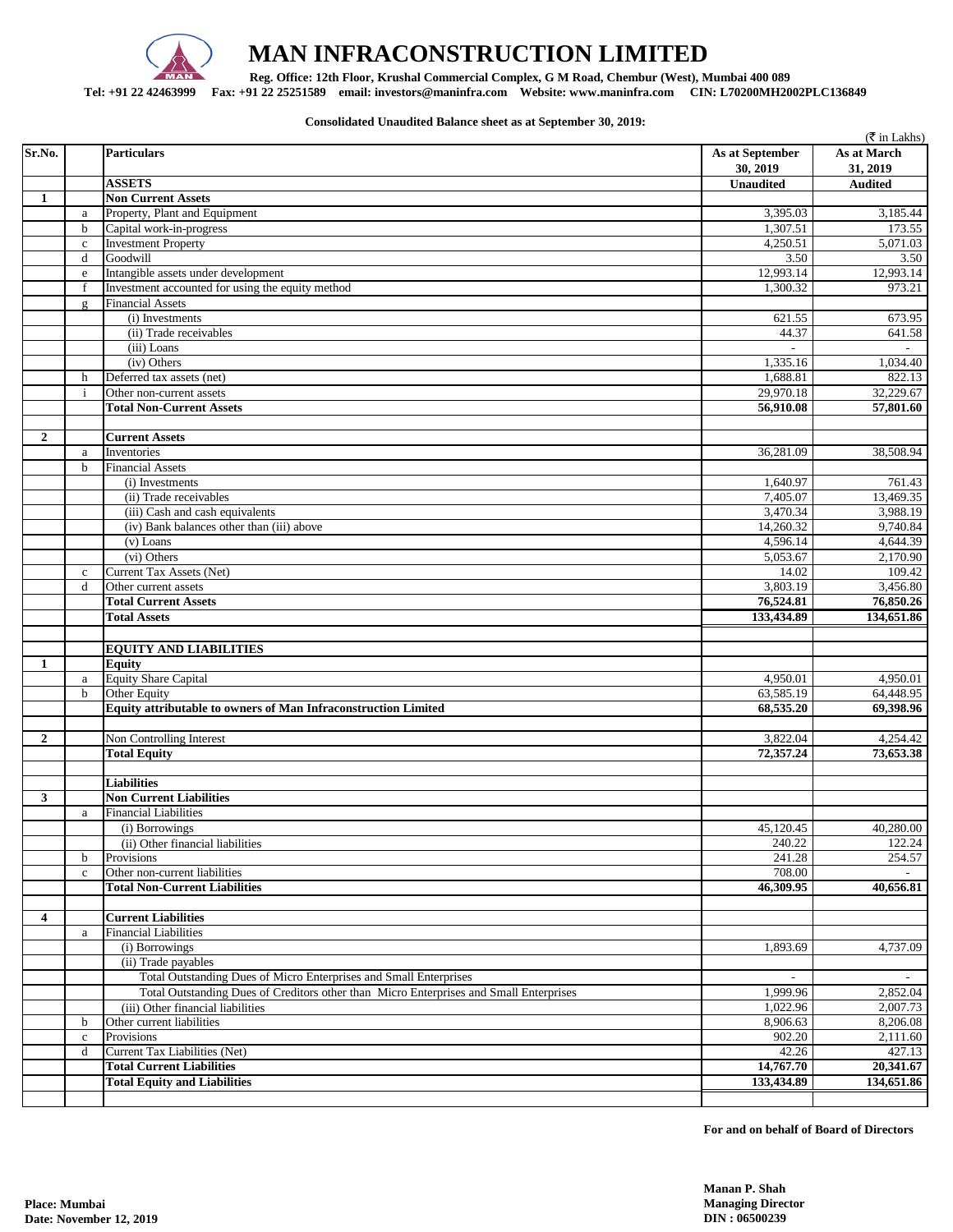# MAN INFRACONSTRUCTION LIMITED

**Reg. Office: 12th Floor, Krushal Commercial Complex, G M Road, Chembur (West), Mumbai 400 089**
**Tel: +91 22 42463999 Fax: +91 22 25251589 email: investors@maninfra.com Website: www.maninfra.com CIN: L70200MH2002PLC136849**

**Consolidated Unaudited Balance sheet as at September 30, 2019:**

(₹ in Lakhs)

| Sr.No. | | Particulars | As at September 30, 2019 | As at March 31, 2019 |
|---|---|---|---|---|
| | | **ASSETS** | **Unaudited** | **Audited** |
| **1** | | **Non Current Assets** | | |
| | a | Property, Plant and Equipment | 3,395.03 | 3,185.44 |
| | b | Capital work-in-progress | 1,307.51 | 173.55 |
| | c | Investment Property | 4,250.51 | 5,071.03 |
| | d | Goodwill | 3.50 | 3.50 |
| | e | Intangible assets under development | 12,993.14 | 12,993.14 |
| | f | Investment accounted for using the equity method | 1,300.32 | 973.21 |
| | g | Financial Assets | | |
| | | (i) Investments | 621.55 | 673.95 |
| | | (ii) Trade receivables | 44.37 | 641.58 |
| | | (iii) Loans | - | - |
| | | (iv) Others | 1,335.16 | 1,034.40 |
| | h | Deferred tax assets (net) | 1,688.81 | 822.13 |
| | i | Other non-current assets | 29,970.18 | 32,229.67 |
| | | **Total Non-Current Assets** | **56,910.08** | **57,801.60** |
| | | | | |
| **2** | | **Current Assets** | | |
| | a | Inventories | 36,281.09 | 38,508.94 |
| | b | Financial Assets | | |
| | | (i) Investments | 1,640.97 | 761.43 |
| | | (ii) Trade receivables | 7,405.07 | 13,469.35 |
| | | (iii) Cash and cash equivalents | 3,470.34 | 3,988.19 |
| | | (iv) Bank balances other than (iii) above | 14,260.32 | 9,740.84 |
| | | (v) Loans | 4,596.14 | 4,644.39 |
| | | (vi) Others | 5,053.67 | 2,170.90 |
| | c | Current Tax Assets (Net) | 14.02 | 109.42 |
| | d | Other current assets | 3,803.19 | 3,456.80 |
| | | **Total Current Assets** | **76,524.81** | **76,850.26** |
| | | **Total Assets** | **133,434.89** | **134,651.86** |
| | | | | |
| | | **EQUITY AND LIABILITIES** | | |
| **1** | | **Equity** | | |
| | a | Equity Share Capital | 4,950.01 | 4,950.01 |
| | b | Other Equity | 63,585.19 | 64,448.95 |
| | | **Equity attributable to owners of Man Infraconstruction Limited** | **68,535.20** | **69,398.96** |
| | | | | |
| **2** | | Non Controlling Interest | 3,822.04 | 4,254.42 |
| | | **Total Equity** | **72,357.24** | **73,653.38** |
| | | | | |
| | | **Liabilities** | | |
| **3** | | **Non Current Liabilities** | | |
| | a | Financial Liabilities | | |
| | | (i) Borrowings | 45,120.45 | 40,280.00 |
| | | (ii) Other financial liabilities | 240.22 | 122.24 |
| | b | Provisions | 241.28 | 254.57 |
| | c | Other non-current liabilities | 708.00 | - |
| | | **Total Non-Current Liabilities** | **46,309.95** | **40,656.81** |
| | | | | |
| **4** | | **Current Liabilities** | | |
| | a | Financial Liabilities | | |
| | | (i) Borrowings | 1,893.69 | 4,737.09 |
| | | (ii) Trade payables | | |
| | | Total Outstanding Dues of Micro Enterprises and Small Enterprises | - | - |
| | | Total Outstanding Dues of Creditors other than Micro Enterprises and Small Enterprises | 1,999.96 | 2,852.04 |
| | | (iii) Other financial liabilities | 1,022.96 | 2,007.73 |
| | b | Other current liabilities | 8,906.63 | 8,206.08 |
| | c | Provisions | 902.20 | 2,111.60 |
| | d | Current Tax Liabilities (Net) | 42.26 | 427.13 |
| | | **Total Current Liabilities** | **14,767.70** | **20,341.67** |
| | | **Total Equity and Liabilities** | **133,434.89** | **134,651.86** |

**For and on behalf of Board of Directors**

**Manan P. Shah**
**Managing Director**
**DIN : 06500239**

**Place: Mumbai**
**Date: November 12, 2019**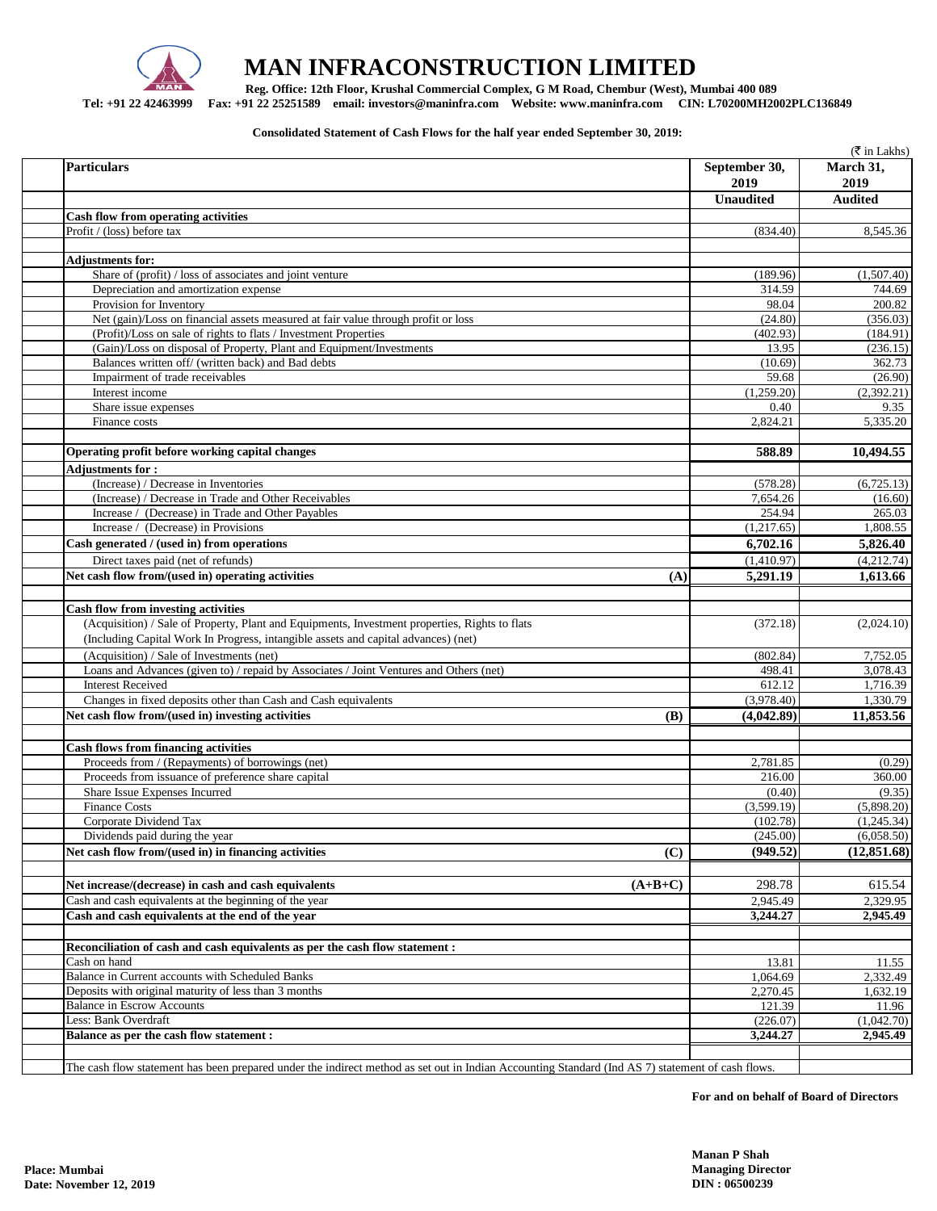# MAN INFRACONSTRUCTION LIMITED

**Reg. Office: 12th Floor, Krushal Commercial Complex, G M Road, Chembur (West), Mumbai 400 089**

**Tel: +91 22 42463999 Fax: +91 22 25251589 email: investors@maninfra.com Website: www.maninfra.com CIN: L70200MH2002PLC136849**

**Consolidated Statement of Cash Flows for the half year ended September 30, 2019:**

(₹ in Lakhs)

| Particulars | | September 30, 2019 | March 31, 2019 |
|---|---|---|---|
| | | **Unaudited** | **Audited** |
| **Cash flow from operating activities** | | | |
| Profit / (loss) before tax | | (834.40) | 8,545.36 |
| **Adjustments for:** | | | |
| Share of (profit) / loss of associates and joint venture | | (189.96) | (1,507.40) |
| Depreciation and amortization expense | | 314.59 | 744.69 |
| Provision for Inventory | | 98.04 | 200.82 |
| Net (gain)/Loss on financial assets measured at fair value through profit or loss | | (24.80) | (356.03) |
| (Profit)/Loss on sale of rights to flats / Investment Properties | | (402.93) | (184.91) |
| (Gain)/Loss on disposal of Property, Plant and Equipment/Investments | | 13.95 | (236.15) |
| Balances written off/ (written back) and Bad debts | | (10.69) | 362.73 |
| Impairment of trade receivables | | 59.68 | (26.90) |
| Interest income | | (1,259.20) | (2,392.21) |
| Share issue expenses | | 0.40 | 9.35 |
| Finance costs | | 2,824.21 | 5,335.20 |
| **Operating profit before working capital changes** | | **588.89** | **10,494.55** |
| **Adjustments for :** | | | |
| (Increase) / Decrease in Inventories | | (578.28) | (6,725.13) |
| (Increase) / Decrease in Trade and Other Receivables | | 7,654.26 | (16.60) |
| Increase / (Decrease) in Trade and Other Payables | | 254.94 | 265.03 |
| Increase / (Decrease) in Provisions | | (1,217.65) | 1,808.55 |
| **Cash generated / (used in) from operations** | | **6,702.16** | **5,826.40** |
| Direct taxes paid (net of refunds) | | (1,410.97) | (4,212.74) |
| **Net cash flow from/(used in) operating activities** | **(A)** | **5,291.19** | **1,613.66** |
| **Cash flow from investing activities** | | | |
| (Acquisition) / Sale of Property, Plant and Equipments, Investment properties, Rights to flats (Including Capital Work In Progress, intangible assets and capital advances) (net) | | (372.18) | (2,024.10) |
| (Acquisition) / Sale of Investments (net) | | (802.84) | 7,752.05 |
| Loans and Advances (given to) / repaid by Associates / Joint Ventures and Others (net) | | 498.41 | 3,078.43 |
| Interest Received | | 612.12 | 1,716.39 |
| Changes in fixed deposits other than Cash and Cash equivalents | | (3,978.40) | 1,330.79 |
| **Net cash flow from/(used in) investing activities** | **(B)** | **(4,042.89)** | **11,853.56** |
| **Cash flows from financing activities** | | | |
| Proceeds from / (Repayments) of borrowings (net) | | 2,781.85 | (0.29) |
| Proceeds from issuance of preference share capital | | 216.00 | 360.00 |
| Share Issue Expenses Incurred | | (0.40) | (9.35) |
| Finance Costs | | (3,599.19) | (5,898.20) |
| Corporate Dividend Tax | | (102.78) | (1,245.34) |
| Dividends paid during the year | | (245.00) | (6,058.50) |
| **Net cash flow from/(used in) in financing activities** | **(C)** | **(949.52)** | **(12,851.68)** |
| **Net increase/(decrease) in cash and cash equivalents** | **(A+B+C)** | 298.78 | 615.54 |
| Cash and cash equivalents at the beginning of the year | | 2,945.49 | 2,329.95 |
| **Cash and cash equivalents at the end of the year** | | **3,244.27** | **2,945.49** |
| **Reconciliation of cash and cash equivalents as per the cash flow statement :** | | | |
| Cash on hand | | 13.81 | 11.55 |
| Balance in Current accounts with Scheduled Banks | | 1,064.69 | 2,332.49 |
| Deposits with original maturity of less than 3 months | | 2,270.45 | 1,632.19 |
| Balance in Escrow Accounts | | 121.39 | 11.96 |
| Less: Bank Overdraft | | (226.07) | (1,042.70) |
| **Balance as per the cash flow statement :** | | **3,244.27** | **2,945.49** |

The cash flow statement has been prepared under the indirect method as set out in Indian Accounting Standard (Ind AS 7) statement of cash flows.

**For and on behalf of Board of Directors**

**Manan P Shah**
**Managing Director**
**DIN : 06500239**

**Place: Mumbai**
**Date: November 12, 2019**